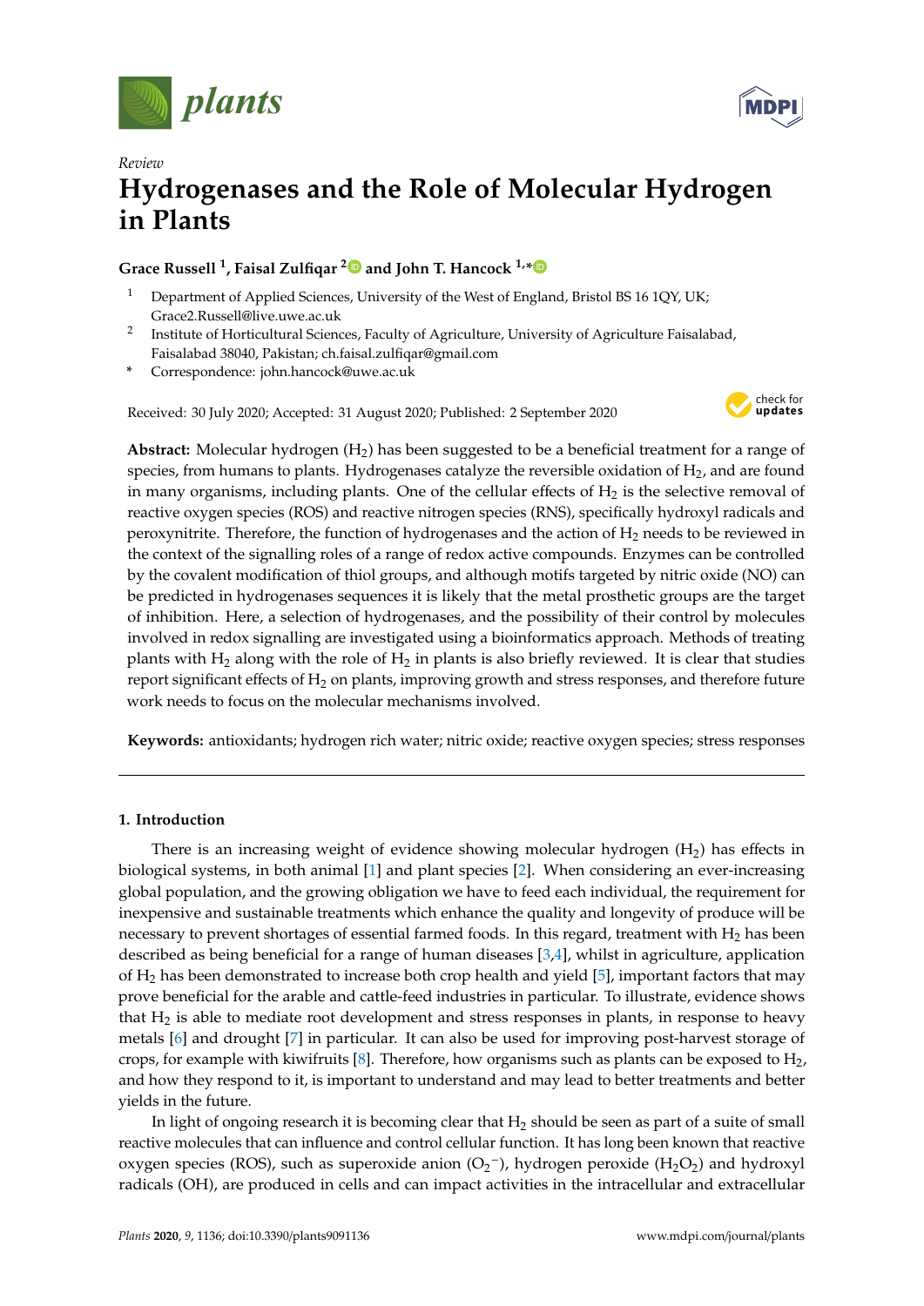*Review*

# Hydrogenases and the Role of Molecular Hydrogen in Plants

**Grace Russell [1], Faisal Zulfiqar [2] and John T. Hancock [1,*]**

[1] Department of Applied Sciences, University of the West of England, Bristol BS 16 1QY, UK; Grace2.Russell@live.uwe.ac.uk

[2] Institute of Horticultural Sciences, Faculty of Agriculture, University of Agriculture Faisalabad, Faisalabad 38040, Pakistan; ch.faisal.zulfiqar@gmail.com

\* Correspondence: john.hancock@uwe.ac.uk

Received: 30 July 2020; Accepted: 31 August 2020; Published: 2 September 2020

**Abstract:** Molecular hydrogen ($H_2$) has been suggested to be a beneficial treatment for a range of species, from humans to plants. Hydrogenases catalyze the reversible oxidation of $H_2$, and are found in many organisms, including plants. One of the cellular effects of $H_2$ is the selective removal of reactive oxygen species (ROS) and reactive nitrogen species (RNS), specifically hydroxyl radicals and peroxynitrite. Therefore, the function of hydrogenases and the action of $H_2$ needs to be reviewed in the context of the signalling roles of a range of redox active compounds. Enzymes can be controlled by the covalent modification of thiol groups, and although motifs targeted by nitric oxide (NO) can be predicted in hydrogenases sequences it is likely that the metal prosthetic groups are the target of inhibition. Here, a selection of hydrogenases, and the possibility of their control by molecules involved in redox signalling are investigated using a bioinformatics approach. Methods of treating plants with $H_2$ along with the role of $H_2$ in plants is also briefly reviewed. It is clear that studies report significant effects of $H_2$ on plants, improving growth and stress responses, and therefore future work needs to focus on the molecular mechanisms involved.

**Keywords:** antioxidants; hydrogen rich water; nitric oxide; reactive oxygen species; stress responses

## 1. Introduction

There is an increasing weight of evidence showing molecular hydrogen ($H_2$) has effects in biological systems, in both animal [1] and plant species [2]. When considering an ever-increasing global population, and the growing obligation we have to feed each individual, the requirement for inexpensive and sustainable treatments which enhance the quality and longevity of produce will be necessary to prevent shortages of essential farmed foods. In this regard, treatment with $H_2$ has been described as being beneficial for a range of human diseases [3,4], whilst in agriculture, application of $H_2$ has been demonstrated to increase both crop health and yield [5], important factors that may prove beneficial for the arable and cattle-feed industries in particular. To illustrate, evidence shows that $H_2$ is able to mediate root development and stress responses in plants, in response to heavy metals [6] and drought [7] in particular. It can also be used for improving post-harvest storage of crops, for example with kiwifruits [8]. Therefore, how organisms such as plants can be exposed to $H_2$, and how they respond to it, is important to understand and may lead to better treatments and better yields in the future.

In light of ongoing research it is becoming clear that $H_2$ should be seen as part of a suite of small reactive molecules that can influence and control cellular function. It has long been known that reactive oxygen species (ROS), such as superoxide anion ($O_2^-$), hydrogen peroxide ($H_2O_2$) and hydroxyl radicals (OH), are produced in cells and can impact activities in the intracellular and extracellular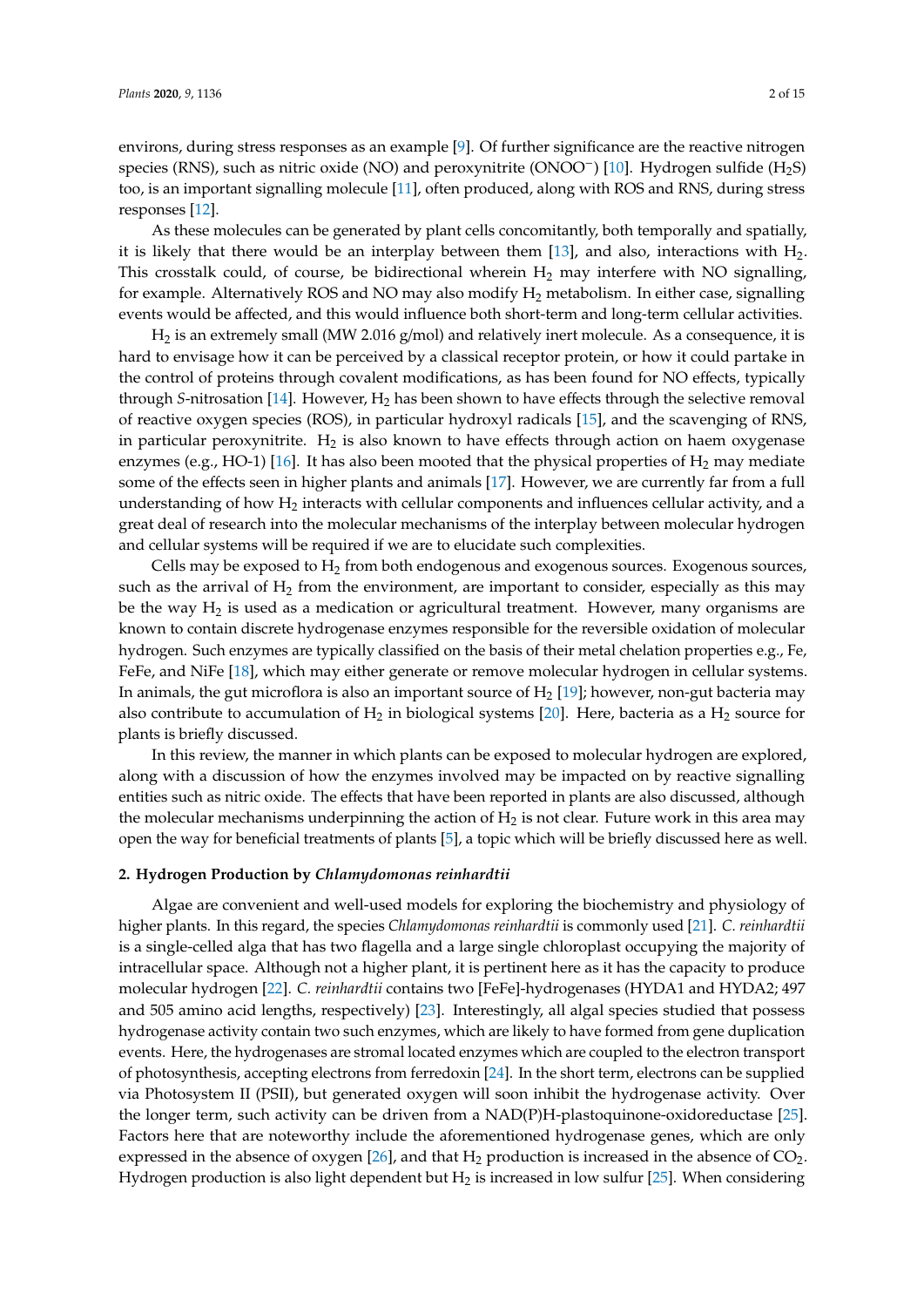environs, during stress responses as an example [9]. Of further significance are the reactive nitrogen species (RNS), such as nitric oxide (NO) and peroxynitrite ($ONOO^-$) [10]. Hydrogen sulfide ($H_2S$) too, is an important signalling molecule [11], often produced, along with ROS and RNS, during stress responses [12].

As these molecules can be generated by plant cells concomitantly, both temporally and spatially, it is likely that there would be an interplay between them [13], and also, interactions with $H_2$. This crosstalk could, of course, be bidirectional wherein $H_2$ may interfere with NO signalling, for example. Alternatively ROS and NO may also modify $H_2$ metabolism. In either case, signalling events would be affected, and this would influence both short-term and long-term cellular activities.

$H_2$ is an extremely small (MW 2.016 g/mol) and relatively inert molecule. As a consequence, it is hard to envisage how it can be perceived by a classical receptor protein, or how it could partake in the control of proteins through covalent modifications, as has been found for NO effects, typically through *S*-nitrosation [14]. However, $H_2$ has been shown to have effects through the selective removal of reactive oxygen species (ROS), in particular hydroxyl radicals [15], and the scavenging of RNS, in particular peroxynitrite. $H_2$ is also known to have effects through action on haem oxygenase enzymes (e.g., HO-1) [16]. It has also been mooted that the physical properties of $H_2$ may mediate some of the effects seen in higher plants and animals [17]. However, we are currently far from a full understanding of how $H_2$ interacts with cellular components and influences cellular activity, and a great deal of research into the molecular mechanisms of the interplay between molecular hydrogen and cellular systems will be required if we are to elucidate such complexities.

Cells may be exposed to $H_2$ from both endogenous and exogenous sources. Exogenous sources, such as the arrival of $H_2$ from the environment, are important to consider, especially as this may be the way $H_2$ is used as a medication or agricultural treatment. However, many organisms are known to contain discrete hydrogenase enzymes responsible for the reversible oxidation of molecular hydrogen. Such enzymes are typically classified on the basis of their metal chelation properties e.g., Fe, FeFe, and NiFe [18], which may either generate or remove molecular hydrogen in cellular systems. In animals, the gut microflora is also an important source of $H_2$ [19]; however, non-gut bacteria may also contribute to accumulation of $H_2$ in biological systems [20]. Here, bacteria as a $H_2$ source for plants is briefly discussed.

In this review, the manner in which plants can be exposed to molecular hydrogen are explored, along with a discussion of how the enzymes involved may be impacted on by reactive signalling entities such as nitric oxide. The effects that have been reported in plants are also discussed, although the molecular mechanisms underpinning the action of $H_2$ is not clear. Future work in this area may open the way for beneficial treatments of plants [5], a topic which will be briefly discussed here as well.

## 2. Hydrogen Production by *Chlamydomonas reinhardtii*

Algae are convenient and well-used models for exploring the biochemistry and physiology of higher plants. In this regard, the species *Chlamydomonas reinhardtii* is commonly used [21]. *C. reinhardtii* is a single-celled alga that has two flagella and a large single chloroplast occupying the majority of intracellular space. Although not a higher plant, it is pertinent here as it has the capacity to produce molecular hydrogen [22]. *C. reinhardtii* contains two [FeFe]-hydrogenases (HYDA1 and HYDA2; 497 and 505 amino acid lengths, respectively) [23]. Interestingly, all algal species studied that possess hydrogenase activity contain two such enzymes, which are likely to have formed from gene duplication events. Here, the hydrogenases are stromal located enzymes which are coupled to the electron transport of photosynthesis, accepting electrons from ferredoxin [24]. In the short term, electrons can be supplied via Photosystem II (PSII), but generated oxygen will soon inhibit the hydrogenase activity. Over the longer term, such activity can be driven from a NAD(P)H-plastoquinone-oxidoreductase [25]. Factors here that are noteworthy include the aforementioned hydrogenase genes, which are only expressed in the absence of oxygen [26], and that $H_2$ production is increased in the absence of $CO_2$. Hydrogen production is also light dependent but $H_2$ is increased in low sulfur [25]. When considering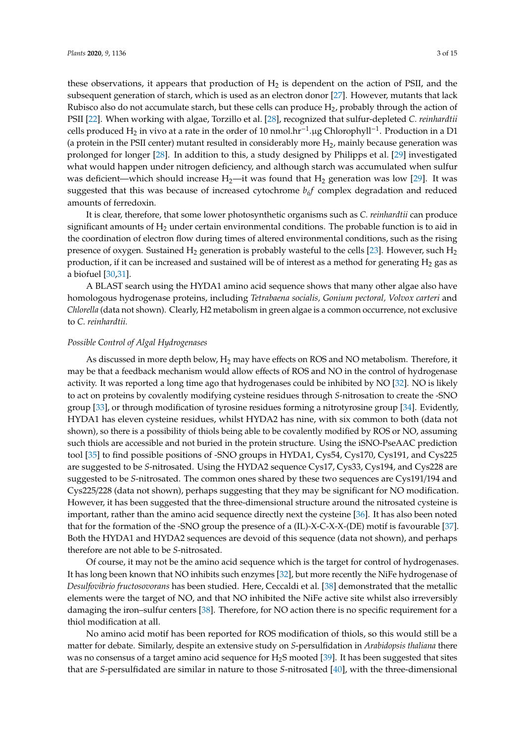these observations, it appears that production of $H_2$ is dependent on the action of PSII, and the subsequent generation of starch, which is used as an electron donor [27]. However, mutants that lack Rubisco also do not accumulate starch, but these cells can produce $H_2$, probably through the action of PSII [22]. When working with algae, Torzillo et al. [28], recognized that sulfur-depleted *C. reinhardtii* cells produced $H_2$ in vivo at a rate in the order of 10 $nmol.hr^{-1}.\mu g$ $Chlorophyll^{-1}$. Production in a D1 (a protein in the PSII center) mutant resulted in considerably more $H_2$, mainly because generation was prolonged for longer [28]. In addition to this, a study designed by Philipps et al. [29] investigated what would happen under nitrogen deficiency, and although starch was accumulated when sulfur was deficient—which should increase $H_2$—it was found that $H_2$ generation was low [29]. It was suggested that this was because of increased cytochrome $b_6f$ complex degradation and reduced amounts of ferredoxin.

It is clear, therefore, that some lower photosynthetic organisms such as *C. reinhardtii* can produce significant amounts of $H_2$ under certain environmental conditions. The probable function is to aid in the coordination of electron flow during times of altered environmental conditions, such as the rising presence of oxygen. Sustained $H_2$ generation is probably wasteful to the cells [23]. However, such $H_2$ production, if it can be increased and sustained will be of interest as a method for generating $H_2$ gas as a biofuel [30,31].

A BLAST search using the HYDA1 amino acid sequence shows that many other algae also have homologous hydrogenase proteins, including *Tetrabaena socialis, Gonium pectoral, Volvox carteri* and *Chlorella* (data not shown). Clearly, H2 metabolism in green algae is a common occurrence, not exclusive to *C. reinhardtii.*

*Possible Control of Algal Hydrogenases*

As discussed in more depth below, $H_2$ may have effects on ROS and NO metabolism. Therefore, it may be that a feedback mechanism would allow effects of ROS and NO in the control of hydrogenase activity. It was reported a long time ago that hydrogenases could be inhibited by NO [32]. NO is likely to act on proteins by covalently modifying cysteine residues through *S*-nitrosation to create the -SNO group [33], or through modification of tyrosine residues forming a nitrotyrosine group [34]. Evidently, HYDA1 has eleven cysteine residues, whilst HYDA2 has nine, with six common to both (data not shown), so there is a possibility of thiols being able to be covalently modified by ROS or NO, assuming such thiols are accessible and not buried in the protein structure. Using the iSNO-PseAAC prediction tool [35] to find possible positions of -SNO groups in HYDA1, Cys54, Cys170, Cys191, and Cys225 are suggested to be *S*-nitrosated. Using the HYDA2 sequence Cys17, Cys33, Cys194, and Cys228 are suggested to be *S*-nitrosated. The common ones shared by these two sequences are Cys191/194 and Cys225/228 (data not shown), perhaps suggesting that they may be significant for NO modification. However, it has been suggested that the three-dimensional structure around the nitrosated cysteine is important, rather than the amino acid sequence directly next the cysteine [36]. It has also been noted that for the formation of the -SNO group the presence of a (IL)-X-C-X-X-(DE) motif is favourable [37]. Both the HYDA1 and HYDA2 sequences are devoid of this sequence (data not shown), and perhaps therefore are not able to be *S*-nitrosated.

Of course, it may not be the amino acid sequence which is the target for control of hydrogenases. It has long been known that NO inhibits such enzymes [32], but more recently the NiFe hydrogenase of *Desulfovibrio fructosovorans* has been studied. Here, Ceccaldi et al. [38] demonstrated that the metallic elements were the target of NO, and that NO inhibited the NiFe active site whilst also irreversibly damaging the iron–sulfur centers [38]. Therefore, for NO action there is no specific requirement for a thiol modification at all.

No amino acid motif has been reported for ROS modification of thiols, so this would still be a matter for debate. Similarly, despite an extensive study on *S*-persulfidation in *Arabidopsis thaliana* there was no consensus of a target amino acid sequence for $H_2S$ mooted [39]. It has been suggested that sites that are *S*-persulfidated are similar in nature to those *S*-nitrosated [40], with the three-dimensional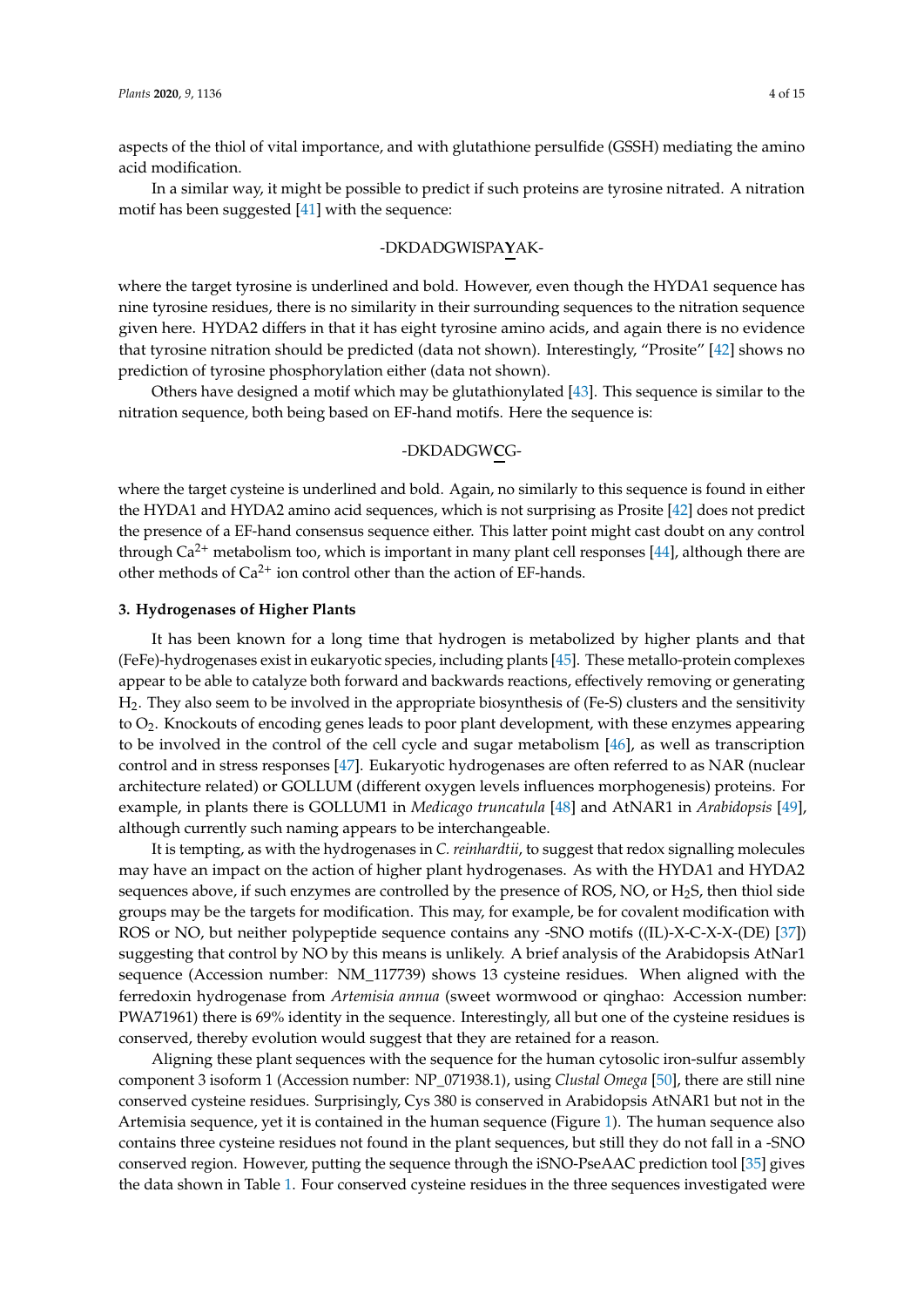aspects of the thiol of vital importance, and with glutathione persulfide (GSSH) mediating the amino acid modification.

In a similar way, it might be possible to predict if such proteins are tyrosine nitrated. A nitration motif has been suggested [41] with the sequence:

-DKDADGWISPA<u>**Y**</u>AK-

where the target tyrosine is underlined and bold. However, even though the HYDA1 sequence has nine tyrosine residues, there is no similarity in their surrounding sequences to the nitration sequence given here. HYDA2 differs in that it has eight tyrosine amino acids, and again there is no evidence that tyrosine nitration should be predicted (data not shown). Interestingly, "Prosite" [42] shows no prediction of tyrosine phosphorylation either (data not shown).

Others have designed a motif which may be glutathionylated [43]. This sequence is similar to the nitration sequence, both being based on EF-hand motifs. Here the sequence is:

-DKDADGW<u>**C**</u>G-

where the target cysteine is underlined and bold. Again, no similarly to this sequence is found in either the HYDA1 and HYDA2 amino acid sequences, which is not surprising as Prosite [42] does not predict the presence of a EF-hand consensus sequence either. This latter point might cast doubt on any control through $Ca^{2+}$ metabolism too, which is important in many plant cell responses [44], although there are other methods of $Ca^{2+}$ ion control other than the action of EF-hands.

## 3. Hydrogenases of Higher Plants

It has been known for a long time that hydrogen is metabolized by higher plants and that (FeFe)-hydrogenases exist in eukaryotic species, including plants [45]. These metallo-protein complexes appear to be able to catalyze both forward and backwards reactions, effectively removing or generating $H_2$. They also seem to be involved in the appropriate biosynthesis of (Fe-S) clusters and the sensitivity to $O_2$. Knockouts of encoding genes leads to poor plant development, with these enzymes appearing to be involved in the control of the cell cycle and sugar metabolism [46], as well as transcription control and in stress responses [47]. Eukaryotic hydrogenases are often referred to as NAR (nuclear architecture related) or GOLLUM (different oxygen levels influences morphogenesis) proteins. For example, in plants there is GOLLUM1 in *Medicago truncatula* [48] and AtNAR1 in *Arabidopsis* [49], although currently such naming appears to be interchangeable.

It is tempting, as with the hydrogenases in *C. reinhardtii*, to suggest that redox signalling molecules may have an impact on the action of higher plant hydrogenases. As with the HYDA1 and HYDA2 sequences above, if such enzymes are controlled by the presence of ROS, NO, or $H_2S$, then thiol side groups may be the targets for modification. This may, for example, be for covalent modification with ROS or NO, but neither polypeptide sequence contains any -SNO motifs ((IL)-X-C-X-X-(DE) [37]) suggesting that control by NO by this means is unlikely. A brief analysis of the Arabidopsis AtNar1 sequence (Accession number: NM_117739) shows 13 cysteine residues. When aligned with the ferredoxin hydrogenase from *Artemisia annua* (sweet wormwood or qinghao: Accession number: PWA71961) there is 69% identity in the sequence. Interestingly, all but one of the cysteine residues is conserved, thereby evolution would suggest that they are retained for a reason.

Aligning these plant sequences with the sequence for the human cytosolic iron-sulfur assembly component 3 isoform 1 (Accession number: NP_071938.1), using *Clustal Omega* [50], there are still nine conserved cysteine residues. Surprisingly, Cys 380 is conserved in Arabidopsis AtNAR1 but not in the Artemisia sequence, yet it is contained in the human sequence (Figure 1). The human sequence also contains three cysteine residues not found in the plant sequences, but still they do not fall in a -SNO conserved region. However, putting the sequence through the iSNO-PseAAC prediction tool [35] gives the data shown in Table 1. Four conserved cysteine residues in the three sequences investigated were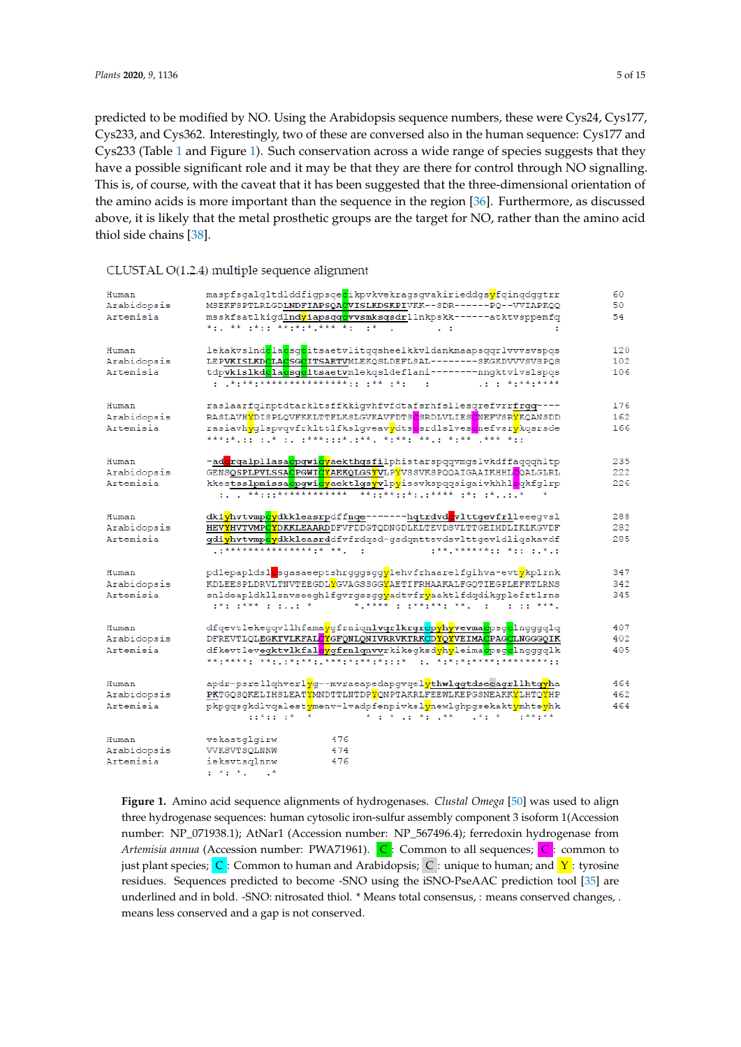predicted to be modified by NO. Using the Arabidopsis sequence numbers, these were Cys24, Cys177, Cys233, and Cys362. Interestingly, two of these are conversed also in the human sequence: Cys177 and Cys233 (Table 1 and Figure 1). Such conservation across a wide range of species suggests that they have a possible significant role and it may be that they are there for control through NO signalling. This is, of course, with the caveat that it has been suggested that the three-dimensional orientation of the amino acids is more important than the sequence in the region [36]. Furthermore, as discussed above, it is likely that the metal prosthetic groups are the target for NO, rather than the amino acid thiol side chains [38].

CLUSTAL O(1.2.4) multiple sequence alignment

```
Human         maspfsgalqltdlddfiqpsqecikpvkvekragsgvakirieddgsyfqinqdggtrr      60
Arabidopsis   MSEKFSPTLRLGDLNDFIAPSQACVISLKDSKPIVKK--SDR------PQ--VVIAPKQQ      50
Artemisia     msskfsatlkigdlndyiapsqgcvvsmksgsdrllnkpskk------atktvsppemfq      54
              *:. ** :*:: **:*:*.*** *:   :*   .          . :             :

Human         lskakvslndclacsgcitsaetvlitqqsheelkkvldankmaapsqqrlvvvsvspqs      120
Arabidopsis   LEPVKISLKDCLACSGCITSAETVMLEKQSLDEFLSAL--------SKGKDVVVSVSPQS      102
Artemisia     tdpvklslkdclacsgcitsaetvmlekqsldeflani--------nngktvivslspqs      106
               : .*:**:****************:: ** :*:    :        .: : *:**:****

Human         raslaarfqlnptdtarkltsffkkigvhfvfdtafsrhfslleseqrefvrrfrqq----     176
Arabidopsis   RASLAVHYDISPLQVFKKLTTFLKSLGVKAVFDTSCSRDLVLIESCNEFVSRYKQANSDD      162
Artemisia     rasiavhygispvqvfrklttlfkslgveavydtscsrdlslvescnefvsrykqsrsde      166
              ***:*.:: :.* :. :***:::*.:**. *:**. **.: *:** .*** *::

Human         -adcrqalpllasacpgwicyaekthgsfilphistarspqqvmgslvkdffaqqqhltp      235
Arabidopsis   GENSQSPLPVLSSACPGWICYAEKQLGSYVLPYVSSVKSPQQAIGAAIKHHLCQALGLRL      222
Artemisia     kkestsslpmissacpgwicyaektlgsyvlpyissvkspqqsigaivkhhlcqkfglrp      226
                :. .  **::************  **::**::*.:****    :*: :*..:.*    *

Human         dkiyhvtvmpcydkkleasrpdffnqe-------hqtrdvdcvlttgevfrlleeegvsl      288
Arabidopsis   HEVYHVTVMPCYDKKLEAARDDFVFDDGTQDNGDLKLTEVDSVLTTGEIMDLIKLKGVDF      282
Artemisia     gdiyhvtvmpcydkkleasrddfvfrdqsd-gsdqmttevdsvlttgevldliqskavdf      285
               .:***************:* **.  :         :**.******:: *:: :.*.:

Human         pdlepapldslcsgasaeeptshrgggsggylehvfrhaarelfgihva-evtykplrnk      347
Arabidopsis   KDLEESPLDRVLTNVTEEGDLYGVAGSSGGYAETIFRHAAKALFGQTIEGPLEFKTLRNS      342
Artemisia     snldeapldkllsnvseeghlfgvrgssggyadtvfsyaaktlfdqdikgplefrtlrns      345
               *: ***  : . :  *      *.*** :  :**:**: **.      :  ::  **.

Human         dfqevtlekeggvllhfamaygfrniqnlvqrlkrgrcpyhyvevmacpsgclngggqlq      407
Arabidopsis   DFREVTLQLEGKTVLKFALCYGFQNLQNIVRRVKTRKCDYQYVEIMACPAGCLNGGGQIK      402
Artemisia     dfkevtlevegktvlkfalcygfrnlqnvvrkikegksdyhyleimacpsgclngggqlk      405
              **:****: **:.:*:**:.***:*:**:*:::*. :. *:*:*:****:*******::

Human         apdr-psrellqhverlyg--mvraeapedapgvqelythwlqgtdsecagrllhtqyha      464
Arabidopsis   PKTGQSQKELIHSLEATYMNDTTLNTDPYQNPTAKRLFEEWLKEPGSNEAKKYLHTQYHP      462
Artemisia     pkpgqsgkdlvqalestymenv-lvadpfenpivkslynewlghpgsekaktymhteyhk      464
                  ::*:: :*   *          *   :  *  .:  *: .**   .*: *  :**:**

Human         vekastglgirw            476
Arabidopsis   VVKSVTSQLNNW            474
Artemisia     ieksvtsqlnnw            476
              : *: *.   .*
```

**Figure 1.** Amino acid sequence alignments of hydrogenases. *Clustal Omega* [50] was used to align three hydrogenase sequences: human cytosolic iron-sulfur assembly component 3 isoform 1(Accession number: NP_071938.1); AtNar1 (Accession number: NP_567496.4); ferredoxin hydrogenase from *Artemisia annua* (Accession number: PWA71961). C: Common to all sequences; C: common to just plant species; C: Common to human and Arabidopsis; C: unique to human; and Y: tyrosine residues. Sequences predicted to become -SNO using the iSNO-PseAAC prediction tool [35] are underlined and in bold. -SNO: nitrosated thiol. * Means total consensus, : means conserved changes, . means less conserved and a gap is not conserved.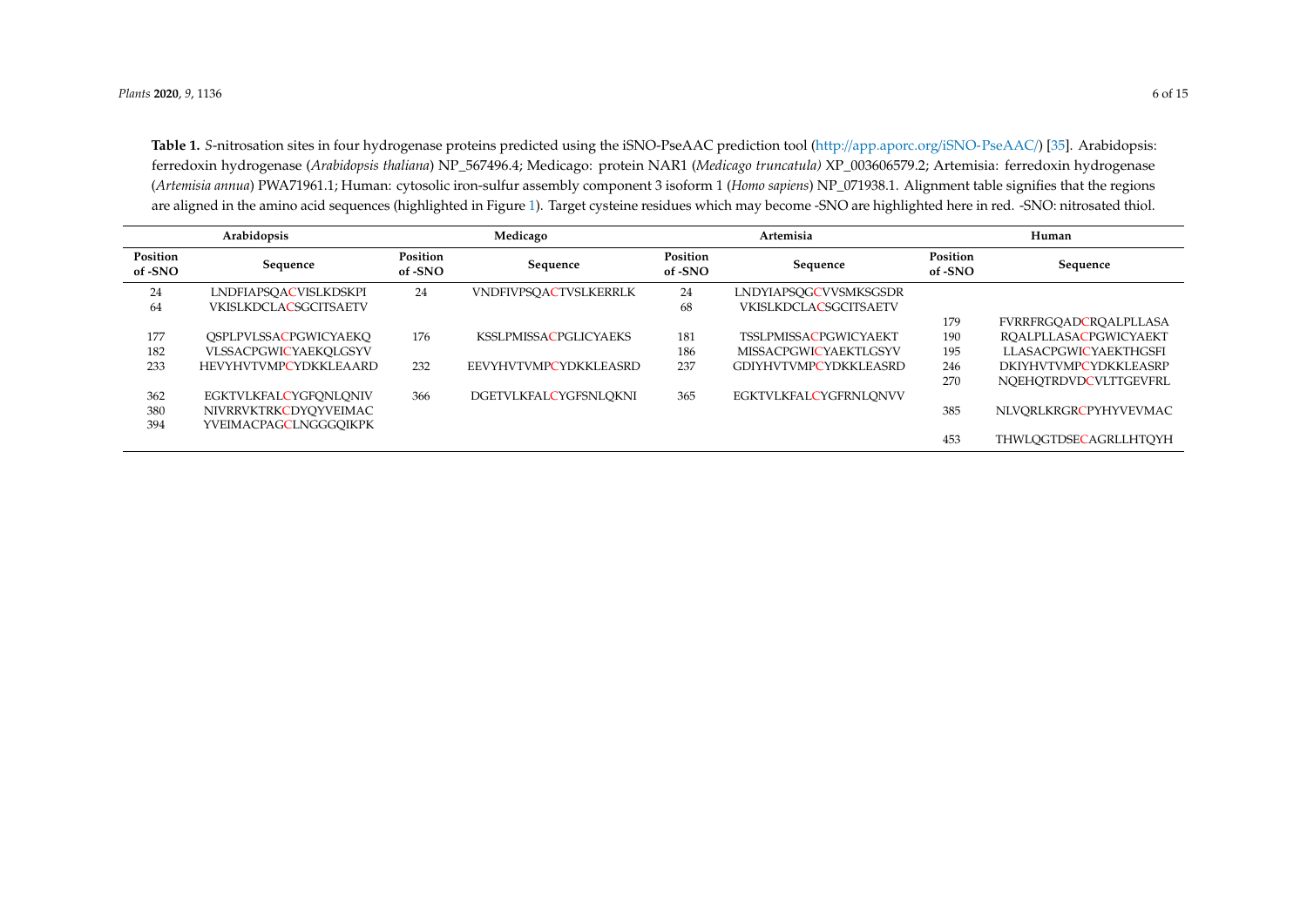**Table 1.** *S*-nitrosation sites in four hydrogenase proteins predicted using the iSNO-PseAAC prediction tool (http://app.aporc.org/iSNO-PseAAC/) [35]. Arabidopsis: ferredoxin hydrogenase (*Arabidopsis thaliana*) NP_567496.4; Medicago: protein NAR1 (*Medicago truncatula)* XP_003606579.2; Artemisia: ferredoxin hydrogenase (*Artemisia annua*) PWA71961.1; Human: cytosolic iron-sulfur assembly component 3 isoform 1 (*Homo sapiens*) NP_071938.1. Alignment table signifies that the regions are aligned in the amino acid sequences (highlighted in Figure 1). Target cysteine residues which may become -SNO are highlighted here in red. -SNO: nitrosated thiol.

| Arabidopsis | | Medicago | | Artemisia | | Human | |
|---|---|---|---|---|---|---|---|
| Position of -SNO | Sequence | Position of -SNO | Sequence | Position of -SNO | Sequence | Position of -SNO | Sequence |
| 24 | LNDFIAPSQACVISLKDSKPI | 24 | VNDFIVPSQACTVSLKERRLK | 24 | LNDYIAPSQGCVVSMKSGSDR | | |
| 64 | VKISLKDCLACSGCITSAETV | | | 68 | VKISLKDCLACSGCITSAETV | | |
| | | | | | | 179 | FVRRFRGQADCRQALPLLASA |
| 177 | QSPLPVLSSACPGWICYAEKQ | 176 | KSSLPMISSACPGLICYAEKS | 181 | TSSLPMISSACPGWICYAEKT | 190 | RQALPLLASACPGWICYAEKT |
| 182 | VLSSACPGWICYAEKQLGSYV | | | 186 | MISSACPGWICYAEKTLGSYV | 195 | LLASACPGWICYAEKTHGSFI |
| 233 | HEVYHVTVMPCYDKKLEAARD | 232 | EEVYHVTVMPCYDKKLEASRD | 237 | GDIYHVTVMPCYDKKLEASRD | 246 | DKIYHVTVMPCYDKKLEASRP |
| | | | | | | 270 | NQEHQTRDVDCVLTTGEVFRL |
| 362 | EGKTVLKFALCYGFQNLQNIV | 366 | DGETVLKFALCYGFSNLQKNI | 365 | EGKTVLKFALCYGFRNLQNVV | | |
| 380 | NIVRRVKTRKCDYQYVEIMAC | | | | | 385 | NLVQRLKRGRCPYHYVEVMAC |
| 394 | YVEIMACPAGCLNGGGQIKPK | | | | | | |
| | | | | | | 453 | THWLQGTDSECAGRLLHTQYH |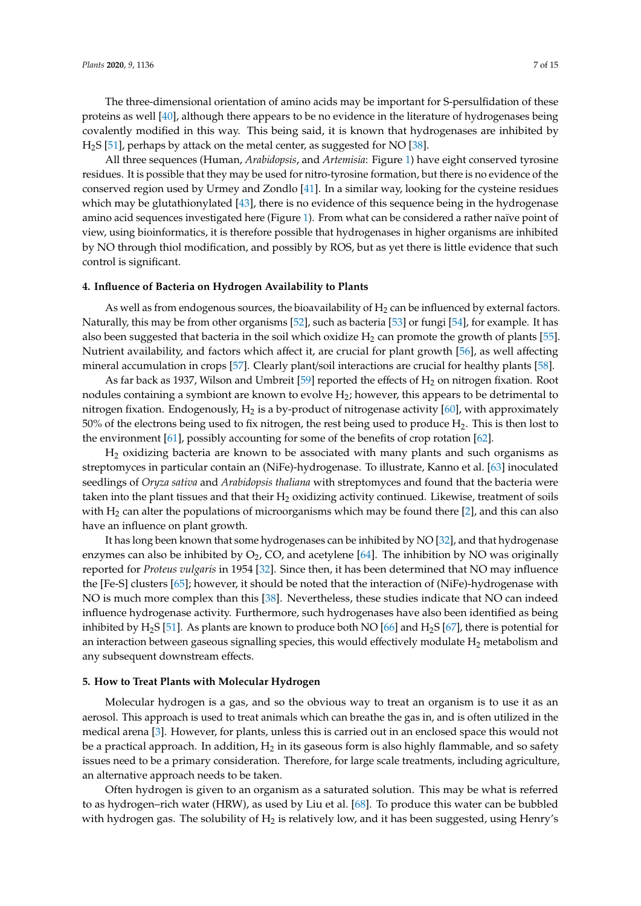The three-dimensional orientation of amino acids may be important for S-persulfidation of these proteins as well [40], although there appears to be no evidence in the literature of hydrogenases being covalently modified in this way. This being said, it is known that hydrogenases are inhibited by $H_2S$ [51], perhaps by attack on the metal center, as suggested for NO [38].

All three sequences (Human, *Arabidopsis*, and *Artemisia*: Figure 1) have eight conserved tyrosine residues. It is possible that they may be used for nitro-tyrosine formation, but there is no evidence of the conserved region used by Urmey and Zondlo [41]. In a similar way, looking for the cysteine residues which may be glutathionylated [43], there is no evidence of this sequence being in the hydrogenase amino acid sequences investigated here (Figure 1). From what can be considered a rather naïve point of view, using bioinformatics, it is therefore possible that hydrogenases in higher organisms are inhibited by NO through thiol modification, and possibly by ROS, but as yet there is little evidence that such control is significant.

#### 4. Influence of Bacteria on Hydrogen Availability to Plants

As well as from endogenous sources, the bioavailability of $H_2$ can be influenced by external factors. Naturally, this may be from other organisms [52], such as bacteria [53] or fungi [54], for example. It has also been suggested that bacteria in the soil which oxidize $H_2$ can promote the growth of plants [55]. Nutrient availability, and factors which affect it, are crucial for plant growth [56], as well affecting mineral accumulation in crops [57]. Clearly plant/soil interactions are crucial for healthy plants [58].

As far back as 1937, Wilson and Umbreit [59] reported the effects of $H_2$ on nitrogen fixation. Root nodules containing a symbiont are known to evolve $H_2$; however, this appears to be detrimental to nitrogen fixation. Endogenously, $H_2$ is a by-product of nitrogenase activity [60], with approximately 50% of the electrons being used to fix nitrogen, the rest being used to produce $H_2$. This is then lost to the environment [61], possibly accounting for some of the benefits of crop rotation [62].

$H_2$ oxidizing bacteria are known to be associated with many plants and such organisms as streptomyces in particular contain an (NiFe)-hydrogenase. To illustrate, Kanno et al. [63] inoculated seedlings of *Oryza sativa* and *Arabidopsis thaliana* with streptomyces and found that the bacteria were taken into the plant tissues and that their $H_2$ oxidizing activity continued. Likewise, treatment of soils with $H_2$ can alter the populations of microorganisms which may be found there [2], and this can also have an influence on plant growth.

It has long been known that some hydrogenases can be inhibited by NO [32], and that hydrogenase enzymes can also be inhibited by $O_2$, CO, and acetylene [64]. The inhibition by NO was originally reported for *Proteus vulgaris* in 1954 [32]. Since then, it has been determined that NO may influence the [Fe-S] clusters [65]; however, it should be noted that the interaction of (NiFe)-hydrogenase with NO is much more complex than this [38]. Nevertheless, these studies indicate that NO can indeed influence hydrogenase activity. Furthermore, such hydrogenases have also been identified as being inhibited by $H_2S$ [51]. As plants are known to produce both NO [66] and $H_2S$ [67], there is potential for an interaction between gaseous signalling species, this would effectively modulate $H_2$ metabolism and any subsequent downstream effects.

#### 5. How to Treat Plants with Molecular Hydrogen

Molecular hydrogen is a gas, and so the obvious way to treat an organism is to use it as an aerosol. This approach is used to treat animals which can breathe the gas in, and is often utilized in the medical arena [3]. However, for plants, unless this is carried out in an enclosed space this would not be a practical approach. In addition, $H_2$ in its gaseous form is also highly flammable, and so safety issues need to be a primary consideration. Therefore, for large scale treatments, including agriculture, an alternative approach needs to be taken.

Often hydrogen is given to an organism as a saturated solution. This may be what is referred to as hydrogen–rich water (HRW), as used by Liu et al. [68]. To produce this water can be bubbled with hydrogen gas. The solubility of $H_2$ is relatively low, and it has been suggested, using Henry's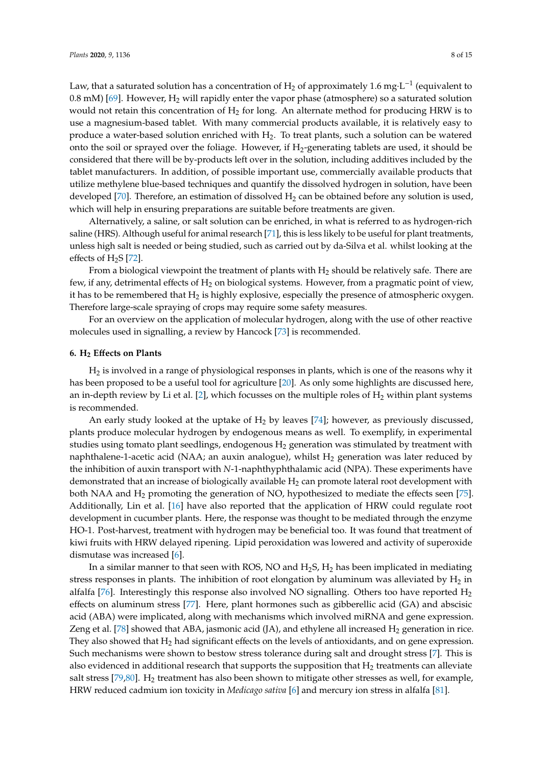Law, that a saturated solution has a concentration of $H_2$ of approximately 1.6 $mg \cdot L^{-1}$ (equivalent to 0.8 mM) [69]. However, $H_2$ will rapidly enter the vapor phase (atmosphere) so a saturated solution would not retain this concentration of $H_2$ for long. An alternate method for producing HRW is to use a magnesium-based tablet. With many commercial products available, it is relatively easy to produce a water-based solution enriched with $H_2$. To treat plants, such a solution can be watered onto the soil or sprayed over the foliage. However, if $H_2$-generating tablets are used, it should be considered that there will be by-products left over in the solution, including additives included by the tablet manufacturers. In addition, of possible important use, commercially available products that utilize methylene blue-based techniques and quantify the dissolved hydrogen in solution, have been developed [70]. Therefore, an estimation of dissolved $H_2$ can be obtained before any solution is used, which will help in ensuring preparations are suitable before treatments are given.

Alternatively, a saline, or salt solution can be enriched, in what is referred to as hydrogen-rich saline (HRS). Although useful for animal research [71], this is less likely to be useful for plant treatments, unless high salt is needed or being studied, such as carried out by da-Silva et al. whilst looking at the effects of $H_2S$ [72].

From a biological viewpoint the treatment of plants with $H_2$ should be relatively safe. There are few, if any, detrimental effects of $H_2$ on biological systems. However, from a pragmatic point of view, it has to be remembered that $H_2$ is highly explosive, especially the presence of atmospheric oxygen. Therefore large-scale spraying of crops may require some safety measures.

For an overview on the application of molecular hydrogen, along with the use of other reactive molecules used in signalling, a review by Hancock [73] is recommended.

## 6. $H_2$ Effects on Plants

$H_2$ is involved in a range of physiological responses in plants, which is one of the reasons why it has been proposed to be a useful tool for agriculture [20]. As only some highlights are discussed here, an in-depth review by Li et al. [2], which focusses on the multiple roles of $H_2$ within plant systems is recommended.

An early study looked at the uptake of $H_2$ by leaves [74]; however, as previously discussed, plants produce molecular hydrogen by endogenous means as well. To exemplify, in experimental studies using tomato plant seedlings, endogenous $H_2$ generation was stimulated by treatment with naphthalene-1-acetic acid (NAA; an auxin analogue), whilst $H_2$ generation was later reduced by the inhibition of auxin transport with *N*-1-naphthyphthalamic acid (NPA). These experiments have demonstrated that an increase of biologically available $H_2$ can promote lateral root development with both NAA and $H_2$ promoting the generation of NO, hypothesized to mediate the effects seen [75]. Additionally, Lin et al. [16] have also reported that the application of HRW could regulate root development in cucumber plants. Here, the response was thought to be mediated through the enzyme HO-1. Post-harvest, treatment with hydrogen may be beneficial too. It was found that treatment of kiwi fruits with HRW delayed ripening. Lipid peroxidation was lowered and activity of superoxide dismutase was increased [6].

In a similar manner to that seen with ROS, NO and $H_2S$, $H_2$ has been implicated in mediating stress responses in plants. The inhibition of root elongation by aluminum was alleviated by $H_2$ in alfalfa [76]. Interestingly this response also involved NO signalling. Others too have reported $H_2$ effects on aluminum stress [77]. Here, plant hormones such as gibberellic acid (GA) and abscisic acid (ABA) were implicated, along with mechanisms which involved miRNA and gene expression. Zeng et al. [78] showed that ABA, jasmonic acid (JA), and ethylene all increased $H_2$ generation in rice. They also showed that $H_2$ had significant effects on the levels of antioxidants, and on gene expression. Such mechanisms were shown to bestow stress tolerance during salt and drought stress [7]. This is also evidenced in additional research that supports the supposition that $H_2$ treatments can alleviate salt stress [79,80]. $H_2$ treatment has also been shown to mitigate other stresses as well, for example, HRW reduced cadmium ion toxicity in *Medicago sativa* [6] and mercury ion stress in alfalfa [81].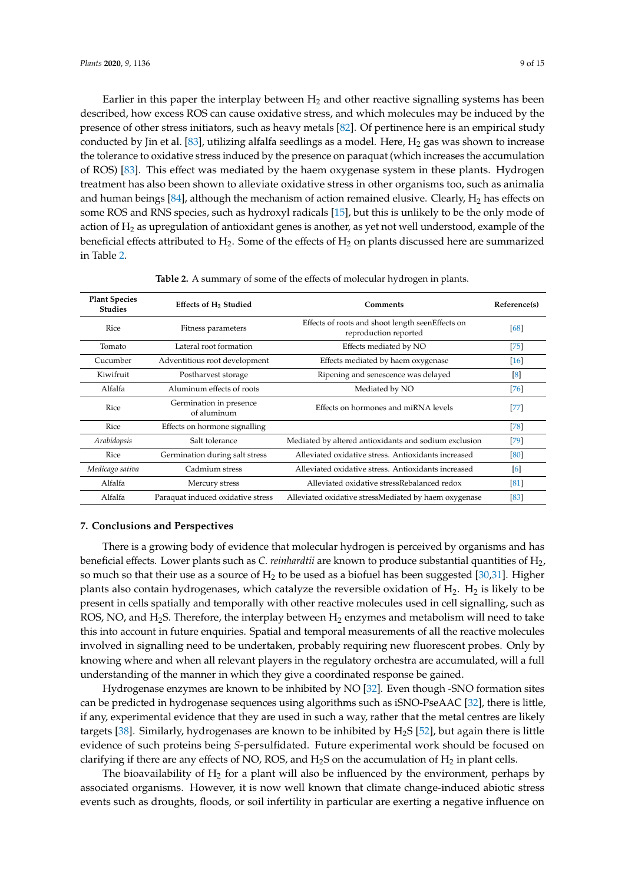Earlier in this paper the interplay between $H_2$ and other reactive signalling systems has been described, how excess ROS can cause oxidative stress, and which molecules may be induced by the presence of other stress initiators, such as heavy metals [82]. Of pertinence here is an empirical study conducted by Jin et al. [83], utilizing alfalfa seedlings as a model. Here, $H_2$ gas was shown to increase the tolerance to oxidative stress induced by the presence on paraquat (which increases the accumulation of ROS) [83]. This effect was mediated by the haem oxygenase system in these plants. Hydrogen treatment has also been shown to alleviate oxidative stress in other organisms too, such as animalia and human beings [84], although the mechanism of action remained elusive. Clearly, $H_2$ has effects on some ROS and RNS species, such as hydroxyl radicals [15], but this is unlikely to be the only mode of action of $H_2$ as upregulation of antioxidant genes is another, as yet not well understood, example of the beneficial effects attributed to $H_2$. Some of the effects of $H_2$ on plants discussed here are summarized in Table 2.

**Table 2.** A summary of some of the effects of molecular hydrogen in plants.

| Plant Species Studies | Effects of $H_2$ Studied | Comments | Reference(s) |
|---|---|---|---|
| Rice | Fitness parameters | Effects of roots and shoot length seenEffects on reproduction reported | [68] |
| Tomato | Lateral root formation | Effects mediated by NO | [75] |
| Cucumber | Adventitious root development | Effects mediated by haem oxygenase | [16] |
| Kiwifruit | Postharvest storage | Ripening and senescence was delayed | [8] |
| Alfalfa | Aluminum effects of roots | Mediated by NO | [76] |
| Rice | Germination in presence of aluminum | Effects on hormones and miRNA levels | [77] |
| Rice | Effects on hormone signalling | | [78] |
| *Arabidopsis* | Salt tolerance | Mediated by altered antioxidants and sodium exclusion | [79] |
| Rice | Germination during salt stress | Alleviated oxidative stress. Antioxidants increased | [80] |
| *Medicago sativa* | Cadmium stress | Alleviated oxidative stress. Antioxidants increased | [6] |
| Alfalfa | Mercury stress | Alleviated oxidative stressRebalanced redox | [81] |
| Alfalfa | Paraquat induced oxidative stress | Alleviated oxidative stressMediated by haem oxygenase | [83] |

## 7. Conclusions and Perspectives

There is a growing body of evidence that molecular hydrogen is perceived by organisms and has beneficial effects. Lower plants such as *C. reinhardtii* are known to produce substantial quantities of $H_2$, so much so that their use as a source of $H_2$ to be used as a biofuel has been suggested [30,31]. Higher plants also contain hydrogenases, which catalyze the reversible oxidation of $H_2$. $H_2$ is likely to be present in cells spatially and temporally with other reactive molecules used in cell signalling, such as ROS, NO, and $H_2S$. Therefore, the interplay between $H_2$ enzymes and metabolism will need to take this into account in future enquiries. Spatial and temporal measurements of all the reactive molecules involved in signalling need to be undertaken, probably requiring new fluorescent probes. Only by knowing where and when all relevant players in the regulatory orchestra are accumulated, will a full understanding of the manner in which they give a coordinated response be gained.

Hydrogenase enzymes are known to be inhibited by NO [32]. Even though -SNO formation sites can be predicted in hydrogenase sequences using algorithms such as iSNO-PseAAC [32], there is little, if any, experimental evidence that they are used in such a way, rather that the metal centres are likely targets [38]. Similarly, hydrogenases are known to be inhibited by $H_2S$ [52], but again there is little evidence of such proteins being *S*-persulfidated. Future experimental work should be focused on clarifying if there are any effects of NO, ROS, and $H_2S$ on the accumulation of $H_2$ in plant cells.

The bioavailability of $H_2$ for a plant will also be influenced by the environment, perhaps by associated organisms. However, it is now well known that climate change-induced abiotic stress events such as droughts, floods, or soil infertility in particular are exerting a negative influence on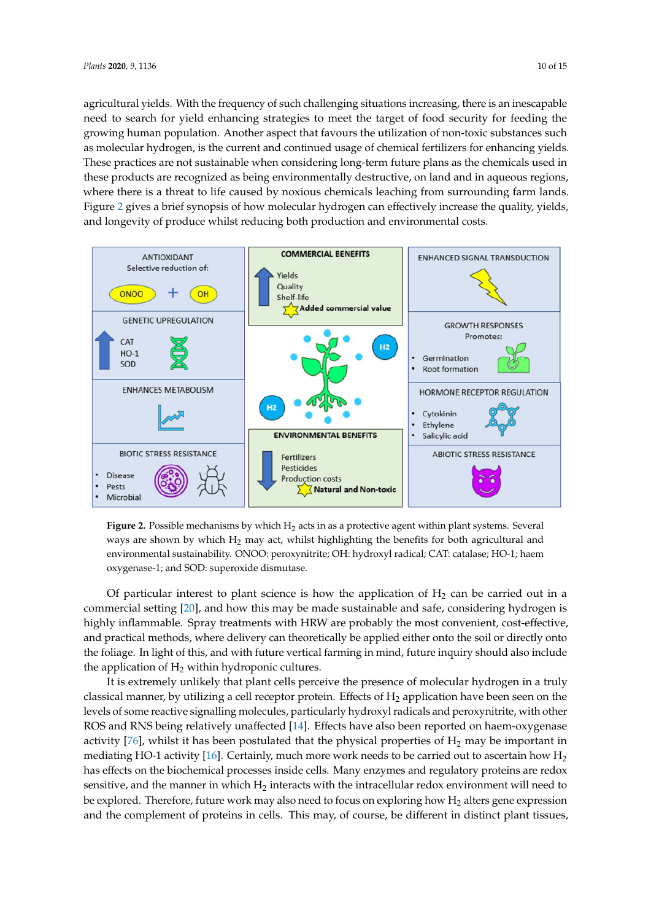agricultural yields. With the frequency of such challenging situations increasing, there is an inescapable need to search for yield enhancing strategies to meet the target of food security for feeding the growing human population. Another aspect that favours the utilization of non-toxic substances such as molecular hydrogen, is the current and continued usage of chemical fertilizers for enhancing yields. These practices are not sustainable when considering long-term future plans as the chemicals used in these products are recognized as being environmentally destructive, on land and in aqueous regions, where there is a threat to life caused by noxious chemicals leaching from surrounding farm lands. Figure 2 gives a brief synopsis of how molecular hydrogen can effectively increase the quality, yields, and longevity of produce whilst reducing both production and environmental costs.

**Figure 2.** Possible mechanisms by which $H_2$ acts in as a protective agent within plant systems. Several ways are shown by which $H_2$ may act, whilst highlighting the benefits for both agricultural and environmental sustainability. ONOO: peroxynitrite; OH: hydroxyl radical; CAT: catalase; HO-1; haem oxygenase-1; and SOD: superoxide dismutase.

Of particular interest to plant science is how the application of $H_2$ can be carried out in a commercial setting [20], and how this may be made sustainable and safe, considering hydrogen is highly inflammable. Spray treatments with HRW are probably the most convenient, cost-effective, and practical methods, where delivery can theoretically be applied either onto the soil or directly onto the foliage. In light of this, and with future vertical farming in mind, future inquiry should also include the application of $H_2$ within hydroponic cultures.

It is extremely unlikely that plant cells perceive the presence of molecular hydrogen in a truly classical manner, by utilizing a cell receptor protein. Effects of $H_2$ application have been seen on the levels of some reactive signalling molecules, particularly hydroxyl radicals and peroxynitrite, with other ROS and RNS being relatively unaffected [14]. Effects have also been reported on haem-oxygenase activity [76], whilst it has been postulated that the physical properties of $H_2$ may be important in mediating HO-1 activity [16]. Certainly, much more work needs to be carried out to ascertain how $H_2$ has effects on the biochemical processes inside cells. Many enzymes and regulatory proteins are redox sensitive, and the manner in which $H_2$ interacts with the intracellular redox environment will need to be explored. Therefore, future work may also need to focus on exploring how $H_2$ alters gene expression and the complement of proteins in cells. This may, of course, be different in distinct plant tissues,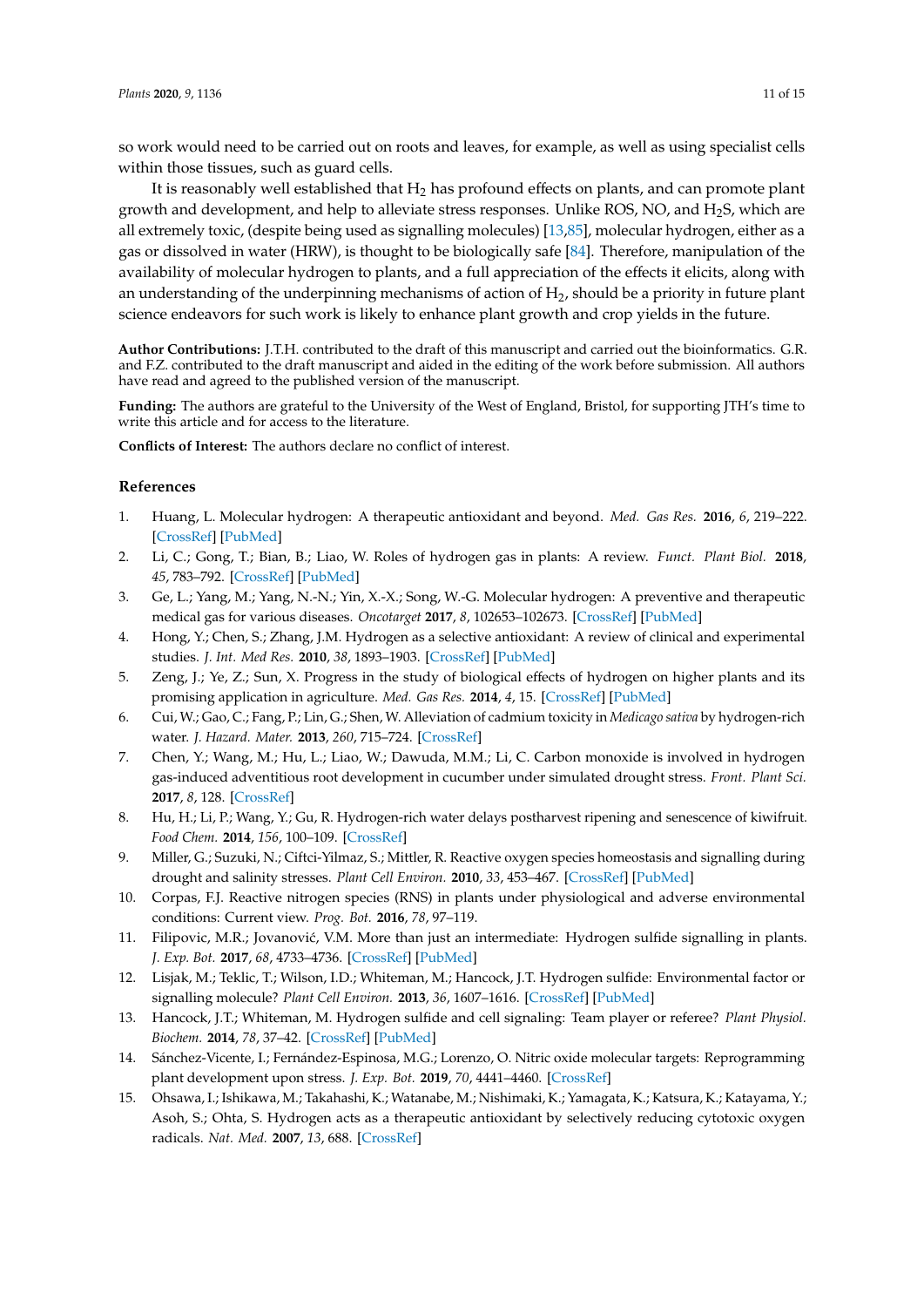so work would need to be carried out on roots and leaves, for example, as well as using specialist cells within those tissues, such as guard cells.

It is reasonably well established that $H_2$ has profound effects on plants, and can promote plant growth and development, and help to alleviate stress responses. Unlike ROS, NO, and $H_2S$, which are all extremely toxic, (despite being used as signalling molecules) [13,85], molecular hydrogen, either as a gas or dissolved in water (HRW), is thought to be biologically safe [84]. Therefore, manipulation of the availability of molecular hydrogen to plants, and a full appreciation of the effects it elicits, along with an understanding of the underpinning mechanisms of action of $H_2$, should be a priority in future plant science endeavors for such work is likely to enhance plant growth and crop yields in the future.

**Author Contributions:** J.T.H. contributed to the draft of this manuscript and carried out the bioinformatics. G.R. and F.Z. contributed to the draft manuscript and aided in the editing of the work before submission. All authors have read and agreed to the published version of the manuscript.

**Funding:** The authors are grateful to the University of the West of England, Bristol, for supporting JTH's time to write this article and for access to the literature.

**Conflicts of Interest:** The authors declare no conflict of interest.

## References

1. Huang, L. Molecular hydrogen: A therapeutic antioxidant and beyond. *Med. Gas Res.* **2016**, *6*, 219–222. [CrossRef] [PubMed]
2. Li, C.; Gong, T.; Bian, B.; Liao, W. Roles of hydrogen gas in plants: A review. *Funct. Plant Biol.* **2018**, *45*, 783–792. [CrossRef] [PubMed]
3. Ge, L.; Yang, M.; Yang, N.-N.; Yin, X.-X.; Song, W.-G. Molecular hydrogen: A preventive and therapeutic medical gas for various diseases. *Oncotarget* **2017**, *8*, 102653–102673. [CrossRef] [PubMed]
4. Hong, Y.; Chen, S.; Zhang, J.M. Hydrogen as a selective antioxidant: A review of clinical and experimental studies. *J. Int. Med Res.* **2010**, *38*, 1893–1903. [CrossRef] [PubMed]
5. Zeng, J.; Ye, Z.; Sun, X. Progress in the study of biological effects of hydrogen on higher plants and its promising application in agriculture. *Med. Gas Res.* **2014**, *4*, 15. [CrossRef] [PubMed]
6. Cui, W.; Gao, C.; Fang, P.; Lin, G.; Shen, W. Alleviation of cadmium toxicity in *Medicago sativa* by hydrogen-rich water. *J. Hazard. Mater.* **2013**, *260*, 715–724. [CrossRef]
7. Chen, Y.; Wang, M.; Hu, L.; Liao, W.; Dawuda, M.M.; Li, C. Carbon monoxide is involved in hydrogen gas-induced adventitious root development in cucumber under simulated drought stress. *Front. Plant Sci.* **2017**, *8*, 128. [CrossRef]
8. Hu, H.; Li, P.; Wang, Y.; Gu, R. Hydrogen-rich water delays postharvest ripening and senescence of kiwifruit. *Food Chem.* **2014**, *156*, 100–109. [CrossRef]
9. Miller, G.; Suzuki, N.; Ciftci-Yilmaz, S.; Mittler, R. Reactive oxygen species homeostasis and signalling during drought and salinity stresses. *Plant Cell Environ.* **2010**, *33*, 453–467. [CrossRef] [PubMed]
10. Corpas, F.J. Reactive nitrogen species (RNS) in plants under physiological and adverse environmental conditions: Current view. *Prog. Bot.* **2016**, *78*, 97–119.
11. Filipovic, M.R.; Jovanović, V.M. More than just an intermediate: Hydrogen sulfide signalling in plants. *J. Exp. Bot.* **2017**, *68*, 4733–4736. [CrossRef] [PubMed]
12. Lisjak, M.; Teklic, T.; Wilson, I.D.; Whiteman, M.; Hancock, J.T. Hydrogen sulfide: Environmental factor or signalling molecule? *Plant Cell Environ.* **2013**, *36*, 1607–1616. [CrossRef] [PubMed]
13. Hancock, J.T.; Whiteman, M. Hydrogen sulfide and cell signaling: Team player or referee? *Plant Physiol. Biochem.* **2014**, *78*, 37–42. [CrossRef] [PubMed]
14. Sánchez-Vicente, I.; Fernández-Espinosa, M.G.; Lorenzo, O. Nitric oxide molecular targets: Reprogramming plant development upon stress. *J. Exp. Bot.* **2019**, *70*, 4441–4460. [CrossRef]
15. Ohsawa, I.; Ishikawa, M.; Takahashi, K.; Watanabe, M.; Nishimaki, K.; Yamagata, K.; Katsura, K.; Katayama, Y.; Asoh, S.; Ohta, S. Hydrogen acts as a therapeutic antioxidant by selectively reducing cytotoxic oxygen radicals. *Nat. Med.* **2007**, *13*, 688. [CrossRef]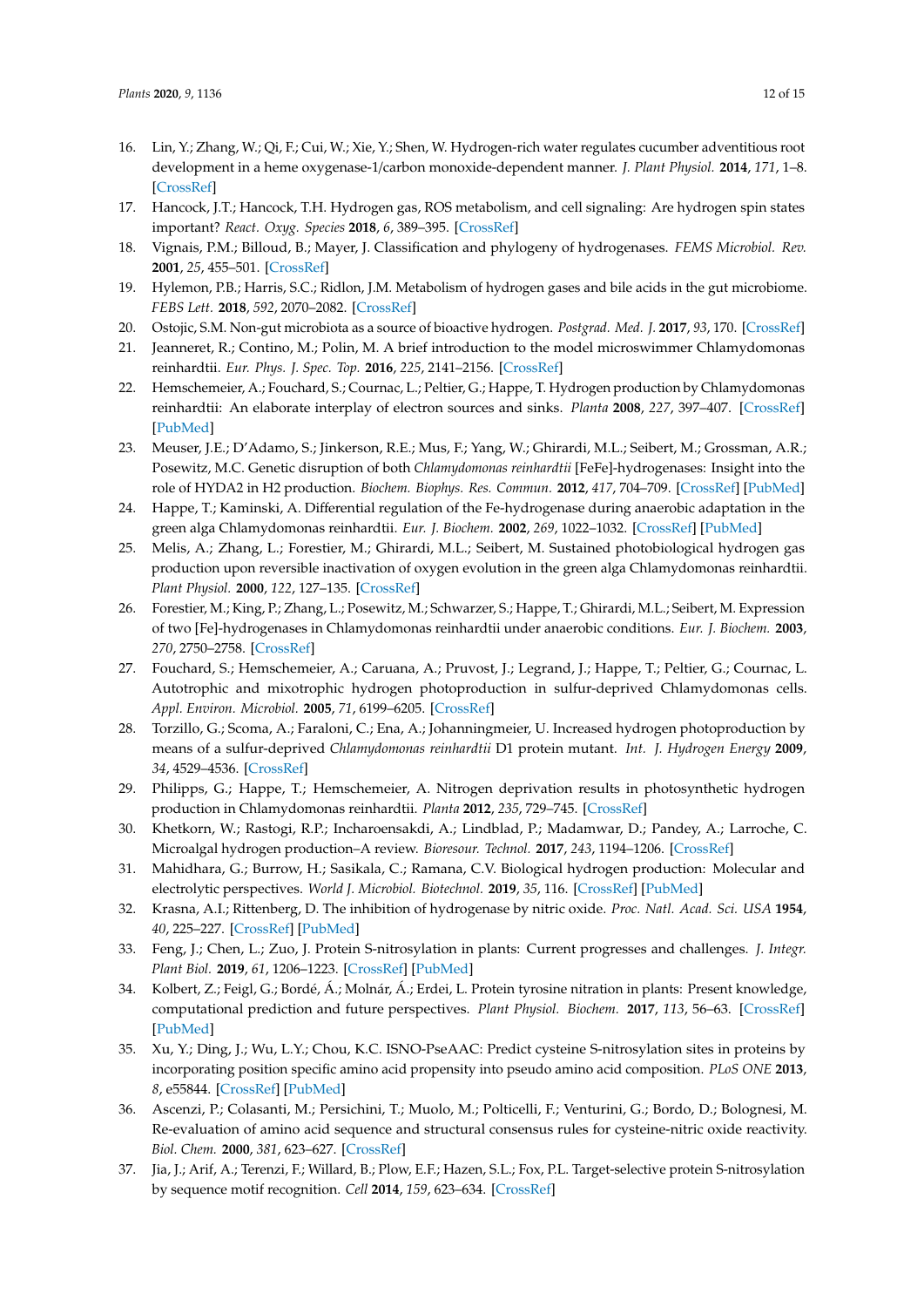16. Lin, Y.; Zhang, W.; Qi, F.; Cui, W.; Xie, Y.; Shen, W. Hydrogen-rich water regulates cucumber adventitious root development in a heme oxygenase-1/carbon monoxide-dependent manner. *J. Plant Physiol.* **2014**, *171*, 1–8. [CrossRef]
17. Hancock, J.T.; Hancock, T.H. Hydrogen gas, ROS metabolism, and cell signaling: Are hydrogen spin states important? *React. Oxyg. Species* **2018**, *6*, 389–395. [CrossRef]
18. Vignais, P.M.; Billoud, B.; Mayer, J. Classification and phylogeny of hydrogenases. *FEMS Microbiol. Rev.* **2001**, *25*, 455–501. [CrossRef]
19. Hylemon, P.B.; Harris, S.C.; Ridlon, J.M. Metabolism of hydrogen gases and bile acids in the gut microbiome. *FEBS Lett.* **2018**, *592*, 2070–2082. [CrossRef]
20. Ostojic, S.M. Non-gut microbiota as a source of bioactive hydrogen. *Postgrad. Med. J.* **2017**, *93*, 170. [CrossRef]
21. Jeanneret, R.; Contino, M.; Polin, M. A brief introduction to the model microswimmer Chlamydomonas reinhardtii. *Eur. Phys. J. Spec. Top.* **2016**, *225*, 2141–2156. [CrossRef]
22. Hemschemeier, A.; Fouchard, S.; Cournac, L.; Peltier, G.; Happe, T. Hydrogen production by Chlamydomonas reinhardtii: An elaborate interplay of electron sources and sinks. *Planta* **2008**, *227*, 397–407. [CrossRef] [PubMed]
23. Meuser, J.E.; D'Adamo, S.; Jinkerson, R.E.; Mus, F.; Yang, W.; Ghirardi, M.L.; Seibert, M.; Grossman, A.R.; Posewitz, M.C. Genetic disruption of both *Chlamydomonas reinhardtii* [FeFe]-hydrogenases: Insight into the role of HYDA2 in H2 production. *Biochem. Biophys. Res. Commun.* **2012**, *417*, 704–709. [CrossRef] [PubMed]
24. Happe, T.; Kaminski, A. Differential regulation of the Fe-hydrogenase during anaerobic adaptation in the green alga Chlamydomonas reinhardtii. *Eur. J. Biochem.* **2002**, *269*, 1022–1032. [CrossRef] [PubMed]
25. Melis, A.; Zhang, L.; Forestier, M.; Ghirardi, M.L.; Seibert, M. Sustained photobiological hydrogen gas production upon reversible inactivation of oxygen evolution in the green alga Chlamydomonas reinhardtii. *Plant Physiol.* **2000**, *122*, 127–135. [CrossRef]
26. Forestier, M.; King, P.; Zhang, L.; Posewitz, M.; Schwarzer, S.; Happe, T.; Ghirardi, M.L.; Seibert, M. Expression of two [Fe]-hydrogenases in Chlamydomonas reinhardtii under anaerobic conditions. *Eur. J. Biochem.* **2003**, *270*, 2750–2758. [CrossRef]
27. Fouchard, S.; Hemschemeier, A.; Caruana, A.; Pruvost, J.; Legrand, J.; Happe, T.; Peltier, G.; Cournac, L. Autotrophic and mixotrophic hydrogen photoproduction in sulfur-deprived Chlamydomonas cells. *Appl. Environ. Microbiol.* **2005**, *71*, 6199–6205. [CrossRef]
28. Torzillo, G.; Scoma, A.; Faraloni, C.; Ena, A.; Johanningmeier, U. Increased hydrogen photoproduction by means of a sulfur-deprived *Chlamydomonas reinhardtii* D1 protein mutant. *Int. J. Hydrogen Energy* **2009**, *34*, 4529–4536. [CrossRef]
29. Philipps, G.; Happe, T.; Hemschemeier, A. Nitrogen deprivation results in photosynthetic hydrogen production in Chlamydomonas reinhardtii. *Planta* **2012**, *235*, 729–745. [CrossRef]
30. Khetkorn, W.; Rastogi, R.P.; Incharoensakdi, A.; Lindblad, P.; Madamwar, D.; Pandey, A.; Larroche, C. Microalgal hydrogen production–A review. *Bioresour. Technol.* **2017**, *243*, 1194–1206. [CrossRef]
31. Mahidhara, G.; Burrow, H.; Sasikala, C.; Ramana, C.V. Biological hydrogen production: Molecular and electrolytic perspectives. *World J. Microbiol. Biotechnol.* **2019**, *35*, 116. [CrossRef] [PubMed]
32. Krasna, A.I.; Rittenberg, D. The inhibition of hydrogenase by nitric oxide. *Proc. Natl. Acad. Sci. USA* **1954**, *40*, 225–227. [CrossRef] [PubMed]
33. Feng, J.; Chen, L.; Zuo, J. Protein S-nitrosylation in plants: Current progresses and challenges. *J. Integr. Plant Biol.* **2019**, *61*, 1206–1223. [CrossRef] [PubMed]
34. Kolbert, Z.; Feigl, G.; Bordé, Á.; Molnár, Á.; Erdei, L. Protein tyrosine nitration in plants: Present knowledge, computational prediction and future perspectives. *Plant Physiol. Biochem.* **2017**, *113*, 56–63. [CrossRef] [PubMed]
35. Xu, Y.; Ding, J.; Wu, L.Y.; Chou, K.C. ISNO-PseAAC: Predict cysteine S-nitrosylation sites in proteins by incorporating position specific amino acid propensity into pseudo amino acid composition. *PLoS ONE* **2013**, *8*, e55844. [CrossRef] [PubMed]
36. Ascenzi, P.; Colasanti, M.; Persichini, T.; Muolo, M.; Polticelli, F.; Venturini, G.; Bordo, D.; Bolognesi, M. Re-evaluation of amino acid sequence and structural consensus rules for cysteine-nitric oxide reactivity. *Biol. Chem.* **2000**, *381*, 623–627. [CrossRef]
37. Jia, J.; Arif, A.; Terenzi, F.; Willard, B.; Plow, E.F.; Hazen, S.L.; Fox, P.L. Target-selective protein S-nitrosylation by sequence motif recognition. *Cell* **2014**, *159*, 623–634. [CrossRef]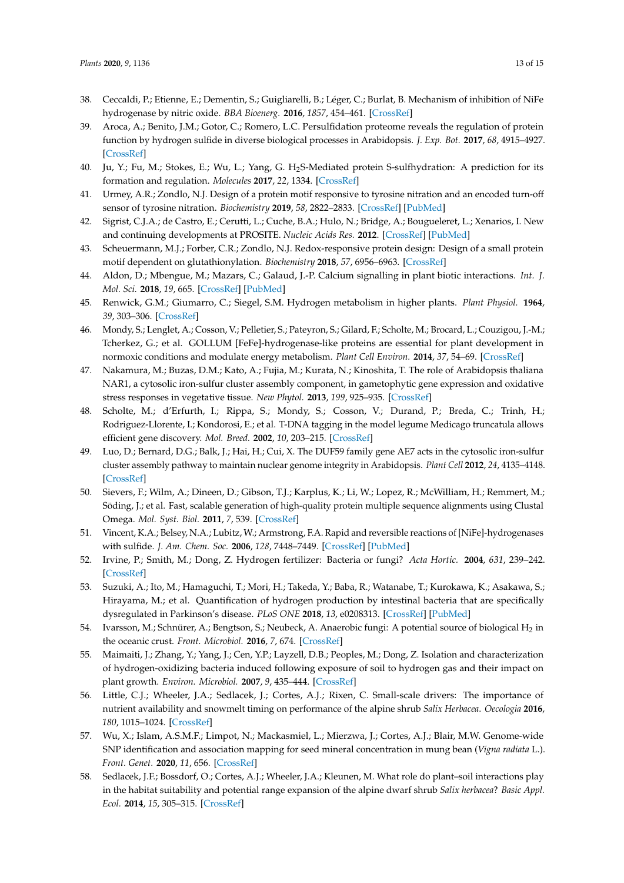38. Ceccaldi, P.; Etienne, E.; Dementin, S.; Guigliarelli, B.; Léger, C.; Burlat, B. Mechanism of inhibition of NiFe hydrogenase by nitric oxide. *BBA Bioenerg.* **2016**, *1857*, 454–461. [CrossRef]
39. Aroca, A.; Benito, J.M.; Gotor, C.; Romero, L.C. Persulfidation proteome reveals the regulation of protein function by hydrogen sulfide in diverse biological processes in Arabidopsis. *J. Exp. Bot.* **2017**, *68*, 4915–4927. [CrossRef]
40. Ju, Y.; Fu, M.; Stokes, E.; Wu, L.; Yang, G. $H_2S$-Mediated protein S-sulfhydration: A prediction for its formation and regulation. *Molecules* **2017**, *22*, 1334. [CrossRef]
41. Urmey, A.R.; Zondlo, N.J. Design of a protein motif responsive to tyrosine nitration and an encoded turn-off sensor of tyrosine nitration. *Biochemistry* **2019**, *58*, 2822–2833. [CrossRef] [PubMed]
42. Sigrist, C.J.A.; de Castro, E.; Cerutti, L.; Cuche, B.A.; Hulo, N.; Bridge, A.; Bougueleret, L.; Xenarios, I. New and continuing developments at PROSITE. *Nucleic Acids Res.* **2012**. [CrossRef] [PubMed]
43. Scheuermann, M.J.; Forber, C.R.; Zondlo, N.J. Redox-responsive protein design: Design of a small protein motif dependent on glutathionylation. *Biochemistry* **2018**, *57*, 6956–6963. [CrossRef]
44. Aldon, D.; Mbengue, M.; Mazars, C.; Galaud, J.-P. Calcium signalling in plant biotic interactions. *Int. J. Mol. Sci.* **2018**, *19*, 665. [CrossRef] [PubMed]
45. Renwick, G.M.; Giumarro, C.; Siegel, S.M. Hydrogen metabolism in higher plants. *Plant Physiol.* **1964**, *39*, 303–306. [CrossRef]
46. Mondy, S.; Lenglet, A.; Cosson, V.; Pelletier, S.; Pateyron, S.; Gilard, F.; Scholte, M.; Brocard, L.; Couzigou, J.-M.; Tcherkez, G.; et al. GOLLUM [FeFe]-hydrogenase-like proteins are essential for plant development in normoxic conditions and modulate energy metabolism. *Plant Cell Environ.* **2014**, *37*, 54–69. [CrossRef]
47. Nakamura, M.; Buzas, D.M.; Kato, A.; Fujia, M.; Kurata, N.; Kinoshita, T. The role of Arabidopsis thaliana NAR1, a cytosolic iron-sulfur cluster assembly component, in gametophytic gene expression and oxidative stress responses in vegetative tissue. *New Phytol.* **2013**, *199*, 925–935. [CrossRef]
48. Scholte, M.; d'Erfurth, I.; Rippa, S.; Mondy, S.; Cosson, V.; Durand, P.; Breda, C.; Trinh, H.; Rodriguez-Llorente, I.; Kondorosi, E.; et al. T-DNA tagging in the model legume Medicago truncatula allows efficient gene discovery. *Mol. Breed.* **2002**, *10*, 203–215. [CrossRef]
49. Luo, D.; Bernard, D.G.; Balk, J.; Hai, H.; Cui, X. The DUF59 family gene AE7 acts in the cytosolic iron-sulfur cluster assembly pathway to maintain nuclear genome integrity in Arabidopsis. *Plant Cell* **2012**, *24*, 4135–4148. [CrossRef]
50. Sievers, F.; Wilm, A.; Dineen, D.; Gibson, T.J.; Karplus, K.; Li, W.; Lopez, R.; McWilliam, H.; Remmert, M.; Söding, J.; et al. Fast, scalable generation of high-quality protein multiple sequence alignments using Clustal Omega. *Mol. Syst. Biol.* **2011**, *7*, 539. [CrossRef]
51. Vincent, K.A.; Belsey, N.A.; Lubitz, W.; Armstrong, F.A. Rapid and reversible reactions of [NiFe]-hydrogenases with sulfide. *J. Am. Chem. Soc.* **2006**, *128*, 7448–7449. [CrossRef] [PubMed]
52. Irvine, P.; Smith, M.; Dong, Z. Hydrogen fertilizer: Bacteria or fungi? *Acta Hortic.* **2004**, *631*, 239–242. [CrossRef]
53. Suzuki, A.; Ito, M.; Hamaguchi, T.; Mori, H.; Takeda, Y.; Baba, R.; Watanabe, T.; Kurokawa, K.; Asakawa, S.; Hirayama, M.; et al. Quantification of hydrogen production by intestinal bacteria that are specifically dysregulated in Parkinson's disease. *PLoS ONE* **2018**, *13*, e0208313. [CrossRef] [PubMed]
54. Ivarsson, M.; Schnürer, A.; Bengtson, S.; Neubeck, A. Anaerobic fungi: A potential source of biological $H_2$ in the oceanic crust. *Front. Microbiol.* **2016**, *7*, 674. [CrossRef]
55. Maimaiti, J.; Zhang, Y.; Yang, J.; Cen, Y.P.; Layzell, D.B.; Peoples, M.; Dong, Z. Isolation and characterization of hydrogen-oxidizing bacteria induced following exposure of soil to hydrogen gas and their impact on plant growth. *Environ. Microbiol.* **2007**, *9*, 435–444. [CrossRef]
56. Little, C.J.; Wheeler, J.A.; Sedlacek, J.; Cortes, A.J.; Rixen, C. Small-scale drivers: The importance of nutrient availability and snowmelt timing on performance of the alpine shrub *Salix Herbacea*. *Oecologia* **2016**, *180*, 1015–1024. [CrossRef]
57. Wu, X.; Islam, A.S.M.F.; Limpot, N.; Mackasmiel, L.; Mierzwa, J.; Cortes, A.J.; Blair, M.W. Genome-wide SNP identification and association mapping for seed mineral concentration in mung bean (*Vigna radiata* L.). *Front. Genet.* **2020**, *11*, 656. [CrossRef]
58. Sedlacek, J.F.; Bossdorf, O.; Cortes, A.J.; Wheeler, J.A.; Kleunen, M. What role do plant–soil interactions play in the habitat suitability and potential range expansion of the alpine dwarf shrub *Salix herbacea*? *Basic Appl. Ecol.* **2014**, *15*, 305–315. [CrossRef]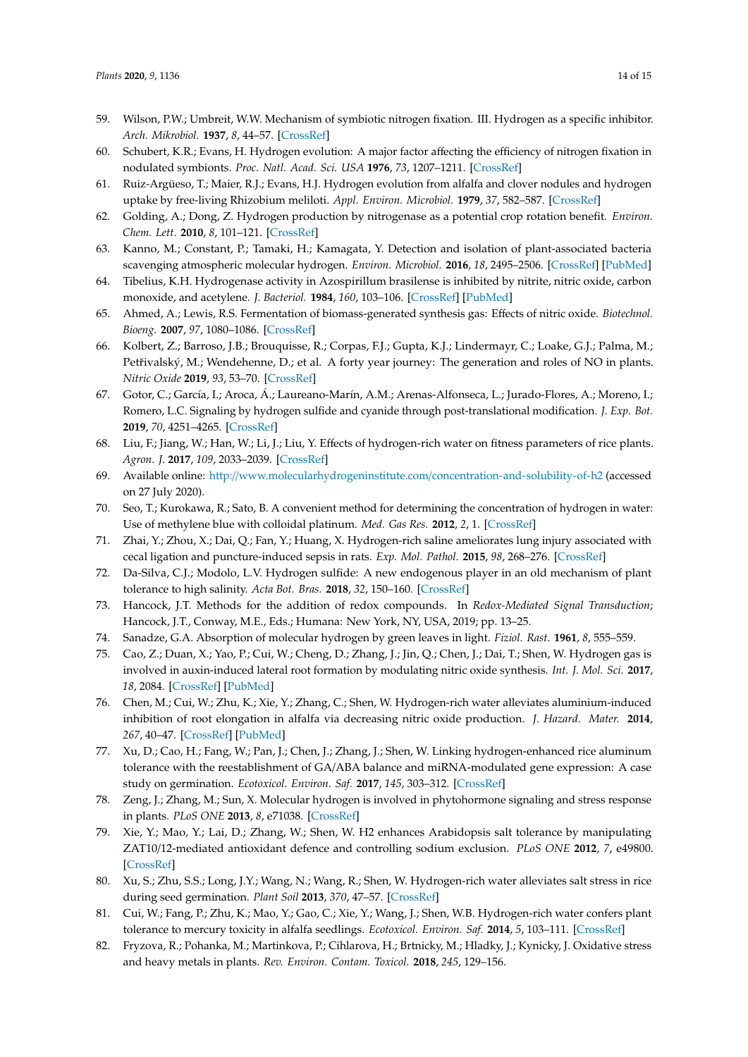59. Wilson, P.W.; Umbreit, W.W. Mechanism of symbiotic nitrogen fixation. III. Hydrogen as a specific inhibitor. *Arch. Mikrobiol.* **1937**, *8*, 44–57. [CrossRef]
60. Schubert, K.R.; Evans, H. Hydrogen evolution: A major factor affecting the efficiency of nitrogen fixation in nodulated symbionts. *Proc. Natl. Acad. Sci. USA* **1976**, *73*, 1207–1211. [CrossRef]
61. Ruiz-Argüeso, T.; Maier, R.J.; Evans, H.J. Hydrogen evolution from alfalfa and clover nodules and hydrogen uptake by free-living Rhizobium meliloti. *Appl. Environ. Microbiol.* **1979**, *37*, 582–587. [CrossRef]
62. Golding, A.; Dong, Z. Hydrogen production by nitrogenase as a potential crop rotation benefit. *Environ. Chem. Lett.* **2010**, *8*, 101–121. [CrossRef]
63. Kanno, M.; Constant, P.; Tamaki, H.; Kamagata, Y. Detection and isolation of plant-associated bacteria scavenging atmospheric molecular hydrogen. *Environ. Microbiol.* **2016**, *18*, 2495–2506. [CrossRef] [PubMed]
64. Tibelius, K.H. Hydrogenase activity in Azospirillum brasilense is inhibited by nitrite, nitric oxide, carbon monoxide, and acetylene. *J. Bacteriol.* **1984**, *160*, 103–106. [CrossRef] [PubMed]
65. Ahmed, A.; Lewis, R.S. Fermentation of biomass-generated synthesis gas: Effects of nitric oxide. *Biotechnol. Bioeng.* **2007**, *97*, 1080–1086. [CrossRef]
66. Kolbert, Z.; Barroso, J.B.; Brouquisse, R.; Corpas, F.J.; Gupta, K.J.; Lindermayr, C.; Loake, G.J.; Palma, M.; Petřivalský, M.; Wendehenne, D.; et al. A forty year journey: The generation and roles of NO in plants. *Nitric Oxide* **2019**, *93*, 53–70. [CrossRef]
67. Gotor, C.; García, I.; Aroca, Á.; Laureano-Marín, A.M.; Arenas-Alfonseca, L.; Jurado-Flores, A.; Moreno, I.; Romero, L.C. Signaling by hydrogen sulfide and cyanide through post-translational modification. *J. Exp. Bot.* **2019**, *70*, 4251–4265. [CrossRef]
68. Liu, F.; Jiang, W.; Han, W.; Li, J.; Liu, Y. Effects of hydrogen-rich water on fitness parameters of rice plants. *Agron. J.* **2017**, *109*, 2033–2039. [CrossRef]
69. Available online: http://www.molecularhydrogeninstitute.com/concentration-and-solubility-of-h2 (accessed on 27 July 2020).
70. Seo, T.; Kurokawa, R.; Sato, B. A convenient method for determining the concentration of hydrogen in water: Use of methylene blue with colloidal platinum. *Med. Gas Res.* **2012**, *2*, 1. [CrossRef]
71. Zhai, Y.; Zhou, X.; Dai, Q.; Fan, Y.; Huang, X. Hydrogen-rich saline ameliorates lung injury associated with cecal ligation and puncture-induced sepsis in rats. *Exp. Mol. Pathol.* **2015**, *98*, 268–276. [CrossRef]
72. Da-Silva, C.J.; Modolo, L.V. Hydrogen sulfide: A new endogenous player in an old mechanism of plant tolerance to high salinity. *Acta Bot. Bras.* **2018**, *32*, 150–160. [CrossRef]
73. Hancock, J.T. Methods for the addition of redox compounds. In *Redox-Mediated Signal Transduction*; Hancock, J.T., Conway, M.E., Eds.; Humana: New York, NY, USA, 2019; pp. 13–25.
74. Sanadze, G.A. Absorption of molecular hydrogen by green leaves in light. *Fiziol. Rast.* **1961**, *8*, 555–559.
75. Cao, Z.; Duan, X.; Yao, P.; Cui, W.; Cheng, D.; Zhang, J.; Jin, Q.; Chen, J.; Dai, T.; Shen, W. Hydrogen gas is involved in auxin-induced lateral root formation by modulating nitric oxide synthesis. *Int. J. Mol. Sci.* **2017**, *18*, 2084. [CrossRef] [PubMed]
76. Chen, M.; Cui, W.; Zhu, K.; Xie, Y.; Zhang, C.; Shen, W. Hydrogen-rich water alleviates aluminium-induced inhibition of root elongation in alfalfa via decreasing nitric oxide production. *J. Hazard. Mater.* **2014**, *267*, 40–47. [CrossRef] [PubMed]
77. Xu, D.; Cao, H.; Fang, W.; Pan, J.; Chen, J.; Zhang, J.; Shen, W. Linking hydrogen-enhanced rice aluminum tolerance with the reestablishment of GA/ABA balance and miRNA-modulated gene expression: A case study on germination. *Ecotoxicol. Environ. Saf.* **2017**, *145*, 303–312. [CrossRef]
78. Zeng, J.; Zhang, M.; Sun, X. Molecular hydrogen is involved in phytohormone signaling and stress response in plants. *PLoS ONE* **2013**, *8*, e71038. [CrossRef]
79. Xie, Y.; Mao, Y.; Lai, D.; Zhang, W.; Shen, W. H2 enhances Arabidopsis salt tolerance by manipulating ZAT10/12-mediated antioxidant defence and controlling sodium exclusion. *PLoS ONE* **2012**, *7*, e49800. [CrossRef]
80. Xu, S.; Zhu, S.S.; Long, J.Y.; Wang, N.; Wang, R.; Shen, W. Hydrogen-rich water alleviates salt stress in rice during seed germination. *Plant Soil* **2013**, *370*, 47–57. [CrossRef]
81. Cui, W.; Fang, P.; Zhu, K.; Mao, Y.; Gao, C.; Xie, Y.; Wang, J.; Shen, W.B. Hydrogen-rich water confers plant tolerance to mercury toxicity in alfalfa seedlings. *Ecotoxicol. Environ. Saf.* **2014**, *5*, 103–111. [CrossRef]
82. Fryzova, R.; Pohanka, M.; Martinkova, P.; Cihlarova, H.; Brtnicky, M.; Hladky, J.; Kynicky, J. Oxidative stress and heavy metals in plants. *Rev. Environ. Contam. Toxicol.* **2018**, *245*, 129–156.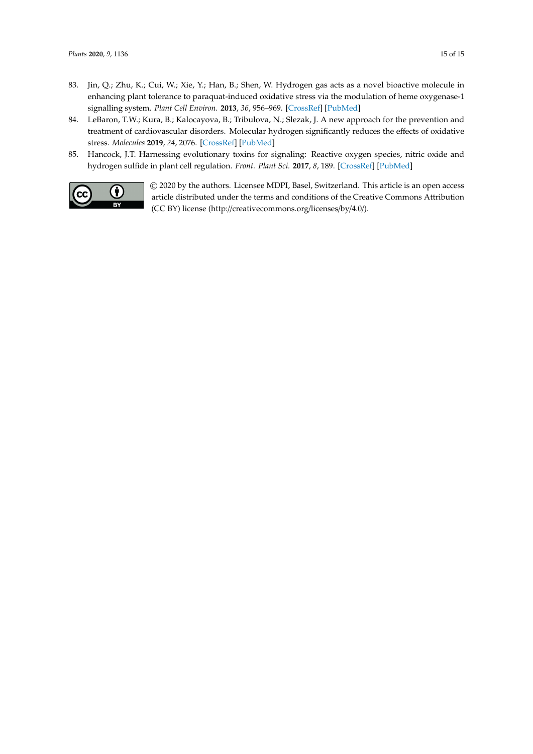83. Jin, Q.; Zhu, K.; Cui, W.; Xie, Y.; Han, B.; Shen, W. Hydrogen gas acts as a novel bioactive molecule in enhancing plant tolerance to paraquat-induced oxidative stress via the modulation of heme oxygenase-1 signalling system. *Plant Cell Environ.* **2013**, *36*, 956–969. [CrossRef] [PubMed]
84. LeBaron, T.W.; Kura, B.; Kalocayova, B.; Tribulova, N.; Slezak, J. A new approach for the prevention and treatment of cardiovascular disorders. Molecular hydrogen significantly reduces the effects of oxidative stress. *Molecules* **2019**, *24*, 2076. [CrossRef] [PubMed]
85. Hancock, J.T. Harnessing evolutionary toxins for signaling: Reactive oxygen species, nitric oxide and hydrogen sulfide in plant cell regulation. *Front. Plant Sci.* **2017**, *8*, 189. [CrossRef] [PubMed]

© 2020 by the authors. Licensee MDPI, Basel, Switzerland. This article is an open access article distributed under the terms and conditions of the Creative Commons Attribution (CC BY) license (http://creativecommons.org/licenses/by/4.0/).